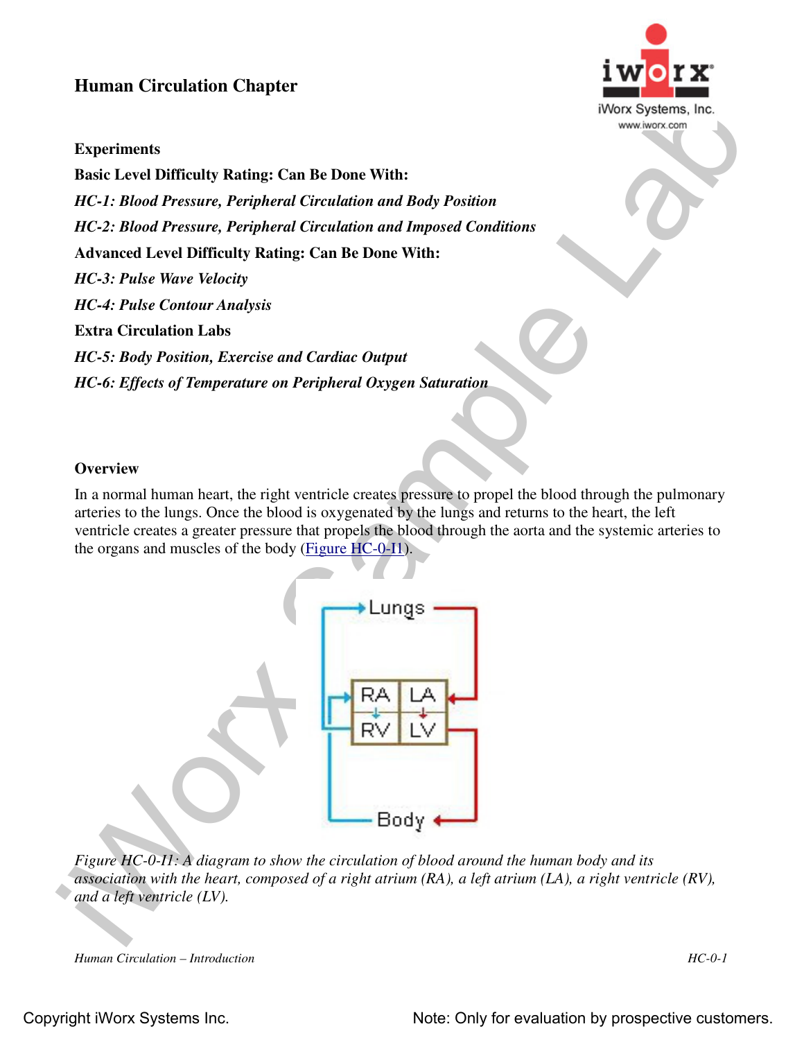# Human Circulation Chapter

**Experiments**

**Basic Level Difficulty Rating: Can Be Done With:**

***HC-1: Blood Pressure, Peripheral Circulation and Body Position***

***HC-2: Blood Pressure, Peripheral Circulation and Imposed Conditions***

**Advanced Level Difficulty Rating: Can Be Done With:**

***HC-3: Pulse Wave Velocity***

***HC-4: Pulse Contour Analysis***

**Extra Circulation Labs**

***HC-5: Body Position, Exercise and Cardiac Output***

***HC-6: Effects of Temperature on Peripheral Oxygen Saturation***

## Overview

In a normal human heart, the right ventricle creates pressure to propel the blood through the pulmonary arteries to the lungs. Once the blood is oxygenated by the lungs and returns to the heart, the left ventricle creates a greater pressure that propels the blood through the aorta and the systemic arteries to the organs and muscles of the body (Figure HC-0-I1).

*Figure HC-0-I1: A diagram to show the circulation of blood around the human body and its association with the heart, composed of a right atrium (RA), a left atrium (LA), a right ventricle (RV), and a left ventricle (LV).*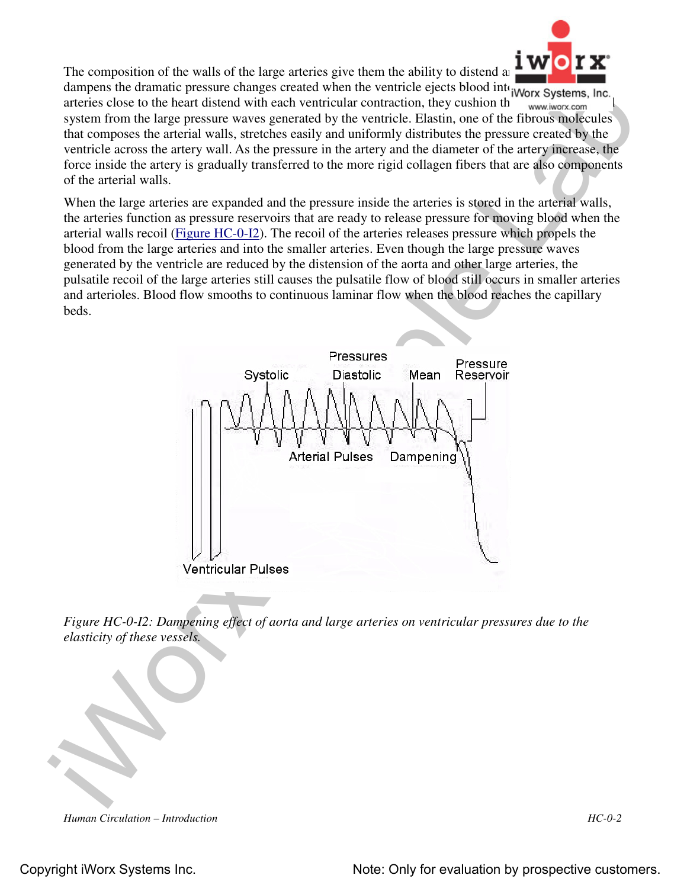The composition of the walls of the large arteries give them the ability to distend a dampens the dramatic pressure changes created when the ventricle ejects blood int arteries close to the heart distend with each ventricular contraction, they cushion th system from the large pressure waves generated by the ventricle. Elastin, one of the fibrous molecules that composes the arterial walls, stretches easily and uniformly distributes the pressure created by the ventricle across the artery wall. As the pressure in the artery and the diameter of the artery increase, the force inside the artery is gradually transferred to the more rigid collagen fibers that are also components of the arterial walls.

When the large arteries are expanded and the pressure inside the arteries is stored in the arterial walls, the arteries function as pressure reservoirs that are ready to release pressure for moving blood when the arterial walls recoil (Figure HC-0-I2). The recoil of the arteries releases pressure which propels the blood from the large arteries and into the smaller arteries. Even though the large pressure waves generated by the ventricle are reduced by the distension of the aorta and other large arteries, the pulsatile recoil of the large arteries still causes the pulsatile flow of blood still occurs in smaller arteries and arterioles. Blood flow smooths to continuous laminar flow when the blood reaches the capillary beds.

Pressures
Systolic
Diastolic
Mean
Pressure Reservoir
Arterial Pulses
Dampening
Ventricular Pulses

*Figure HC-0-I2: Dampening effect of aorta and large arteries on ventricular pressures due to the elasticity of these vessels.*